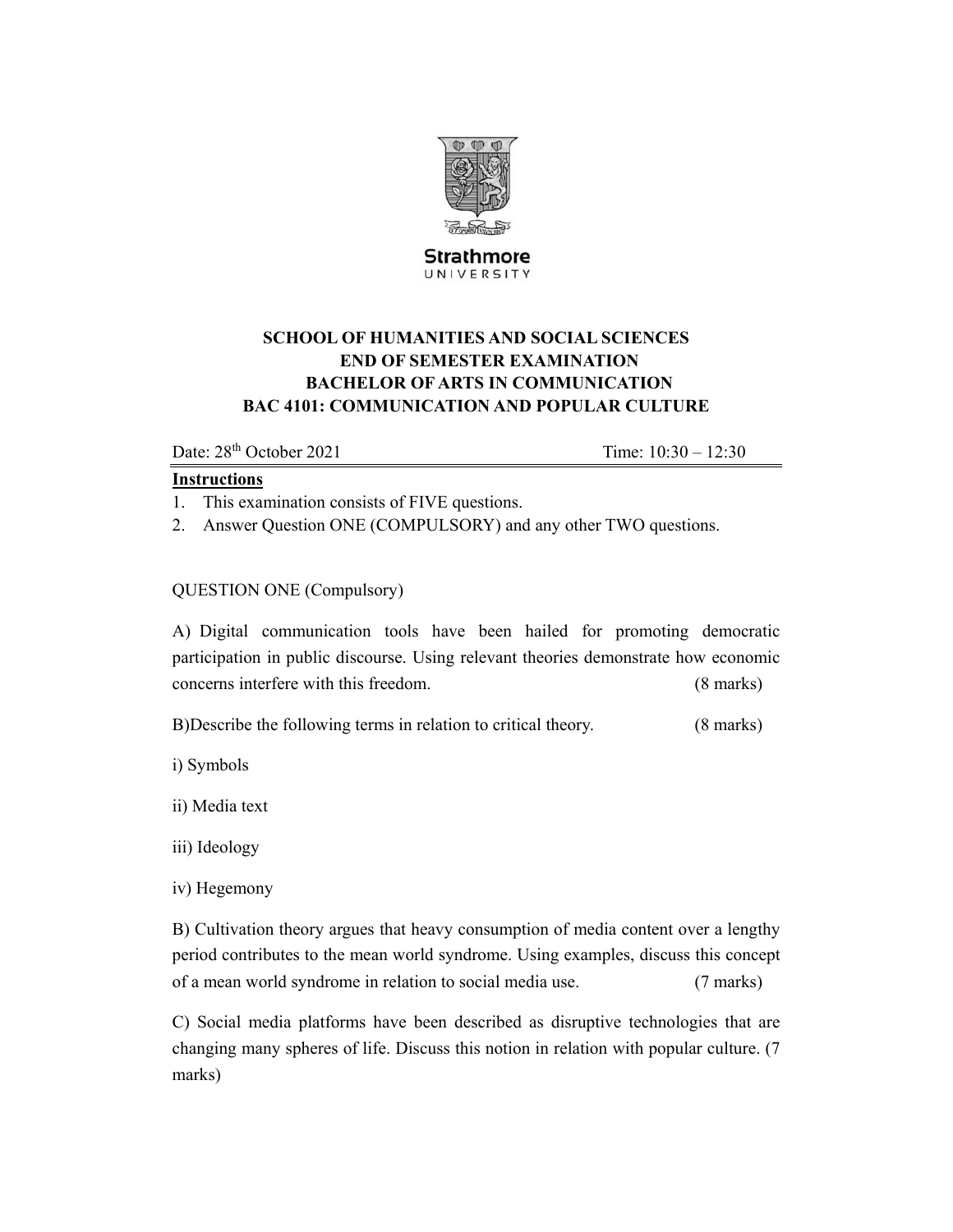Strathmore
UNIVERSITY

**SCHOOL OF HUMANITIES AND SOCIAL SCIENCES**
**END OF SEMESTER EXAMINATION**
**BACHELOR OF ARTS IN COMMUNICATION**
**BAC 4101: COMMUNICATION AND POPULAR CULTURE**

Date: 28th October 2021 Time: 10:30 – 12:30

**Instructions**

1. This examination consists of FIVE questions.
2. Answer Question ONE (COMPULSORY) and any other TWO questions.

QUESTION ONE (Compulsory)

A) Digital communication tools have been hailed for promoting democratic participation in public discourse. Using relevant theories demonstrate how economic concerns interfere with this freedom. (8 marks)

B)Describe the following terms in relation to critical theory. (8 marks)

i) Symbols

ii) Media text

iii) Ideology

iv) Hegemony

B) Cultivation theory argues that heavy consumption of media content over a lengthy period contributes to the mean world syndrome. Using examples, discuss this concept of a mean world syndrome in relation to social media use. (7 marks)

C) Social media platforms have been described as disruptive technologies that are changing many spheres of life. Discuss this notion in relation with popular culture. (7 marks)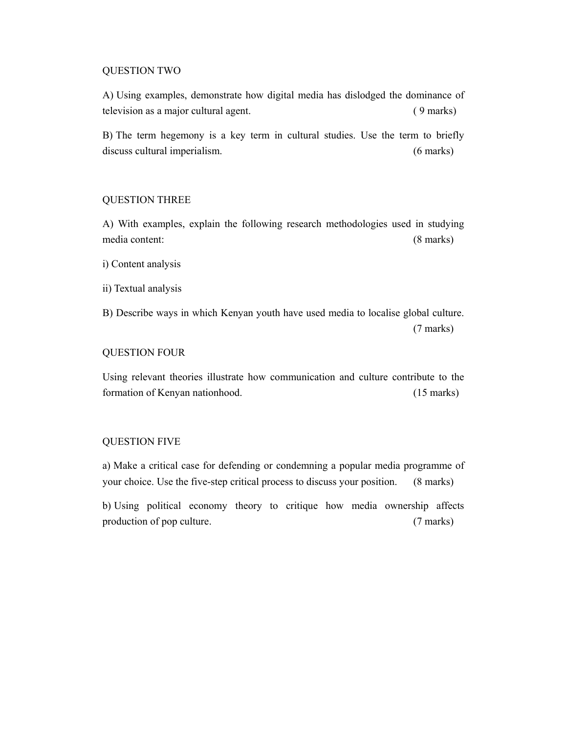## QUESTION TWO

A) Using examples, demonstrate how digital media has dislodged the dominance of television as a major cultural agent. ( 9 marks)

B) The term hegemony is a key term in cultural studies. Use the term to briefly discuss cultural imperialism. (6 marks)

## QUESTION THREE

A) With examples, explain the following research methodologies used in studying media content: (8 marks)

i) Content analysis

ii) Textual analysis

B) Describe ways in which Kenyan youth have used media to localise global culture. (7 marks)

## QUESTION FOUR

Using relevant theories illustrate how communication and culture contribute to the formation of Kenyan nationhood. (15 marks)

## QUESTION FIVE

a) Make a critical case for defending or condemning a popular media programme of your choice. Use the five-step critical process to discuss your position. (8 marks)

b) Using political economy theory to critique how media ownership affects production of pop culture. (7 marks)